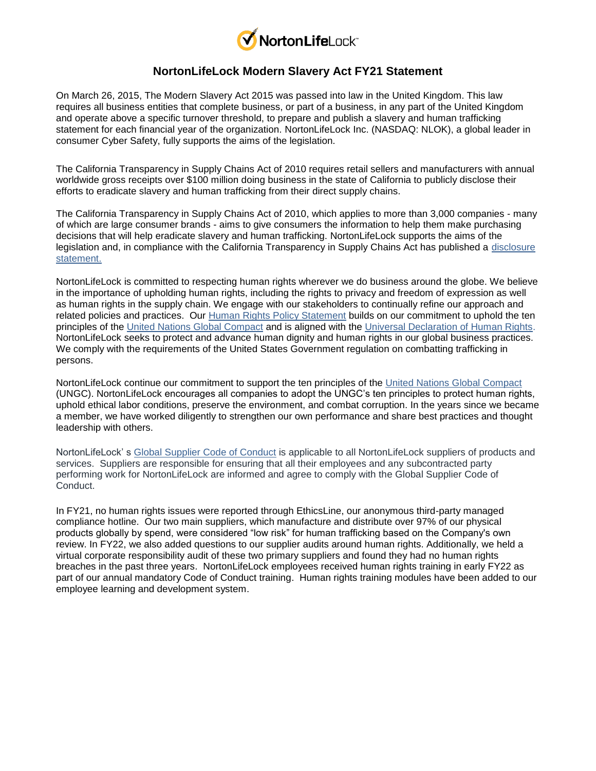# NortonLifeLock Modern Slavery Act FY21 Statement

On March 26, 2015, The Modern Slavery Act 2015 was passed into law in the United Kingdom. This law requires all business entities that complete business, or part of a business, in any part of the United Kingdom and operate above a specific turnover threshold, to prepare and publish a slavery and human trafficking statement for each financial year of the organization. NortonLifeLock Inc. (NASDAQ: NLOK), a global leader in consumer Cyber Safety, fully supports the aims of the legislation.

The California Transparency in Supply Chains Act of 2010 requires retail sellers and manufacturers with annual worldwide gross receipts over $100 million doing business in the state of California to publicly disclose their efforts to eradicate slavery and human trafficking from their direct supply chains.

The California Transparency in Supply Chains Act of 2010, which applies to more than 3,000 companies - many of which are large consumer brands - aims to give consumers the information to help them make purchasing decisions that will help eradicate slavery and human trafficking. NortonLifeLock supports the aims of the legislation and, in compliance with the California Transparency in Supply Chains Act has published a disclosure statement.

NortonLifeLock is committed to respecting human rights wherever we do business around the globe. We believe in the importance of upholding human rights, including the rights to privacy and freedom of expression as well as human rights in the supply chain. We engage with our stakeholders to continually refine our approach and related policies and practices. Our Human Rights Policy Statement builds on our commitment to uphold the ten principles of the United Nations Global Compact and is aligned with the Universal Declaration of Human Rights. NortonLifeLock seeks to protect and advance human dignity and human rights in our global business practices. We comply with the requirements of the United States Government regulation on combatting trafficking in persons.

NortonLifeLock continue our commitment to support the ten principles of the United Nations Global Compact (UNGC). NortonLifeLock encourages all companies to adopt the UNGC's ten principles to protect human rights, uphold ethical labor conditions, preserve the environment, and combat corruption. In the years since we became a member, we have worked diligently to strengthen our own performance and share best practices and thought leadership with others.

NortonLifeLock' s Global Supplier Code of Conduct is applicable to all NortonLifeLock suppliers of products and services. Suppliers are responsible for ensuring that all their employees and any subcontracted party performing work for NortonLifeLock are informed and agree to comply with the Global Supplier Code of Conduct.

In FY21, no human rights issues were reported through EthicsLine, our anonymous third-party managed compliance hotline. Our two main suppliers, which manufacture and distribute over 97% of our physical products globally by spend, were considered "low risk" for human trafficking based on the Company's own review. In FY22, we also added questions to our supplier audits around human rights. Additionally, we held a virtual corporate responsibility audit of these two primary suppliers and found they had no human rights breaches in the past three years. NortonLifeLock employees received human rights training in early FY22 as part of our annual mandatory Code of Conduct training. Human rights training modules have been added to our employee learning and development system.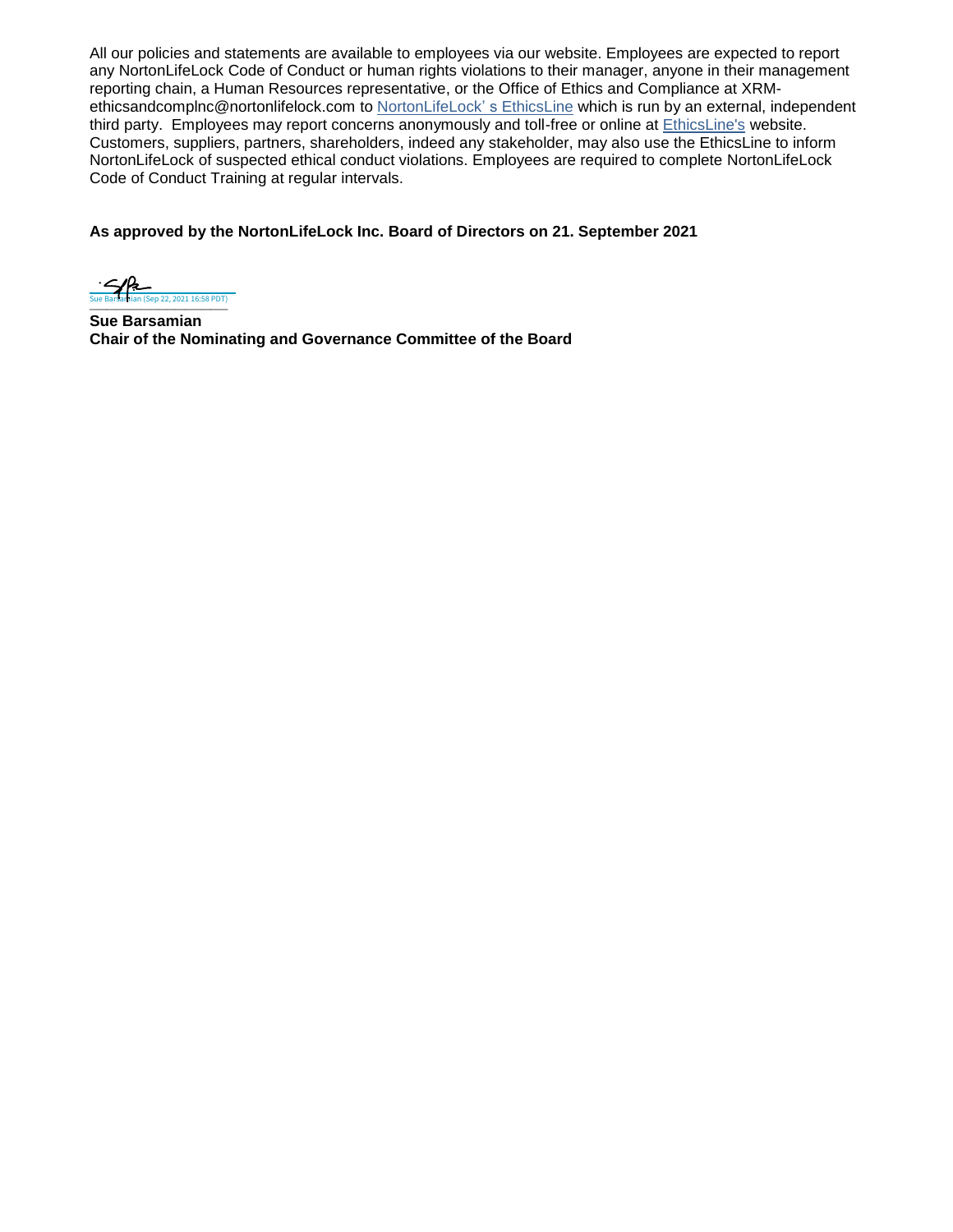All our policies and statements are available to employees via our website. Employees are expected to report any NortonLifeLock Code of Conduct or human rights violations to their manager, anyone in their management reporting chain, a Human Resources representative, or the Office of Ethics and Compliance at XRM-ethicsandcomplnc@nortonlifelock.com to NortonLifeLock' s EthicsLine which is run by an external, independent third party. Employees may report concerns anonymously and toll-free or online at EthicsLine's website. Customers, suppliers, partners, shareholders, indeed any stakeholder, may also use the EthicsLine to inform NortonLifeLock of suspected ethical conduct violations. Employees are required to complete NortonLifeLock Code of Conduct Training at regular intervals.

**As approved by the NortonLifeLock Inc. Board of Directors on 21. September 2021**

Sue Barsamian (Sep 22, 2021 16:58 PDT)

**Sue Barsamian**
**Chair of the Nominating and Governance Committee of the Board**